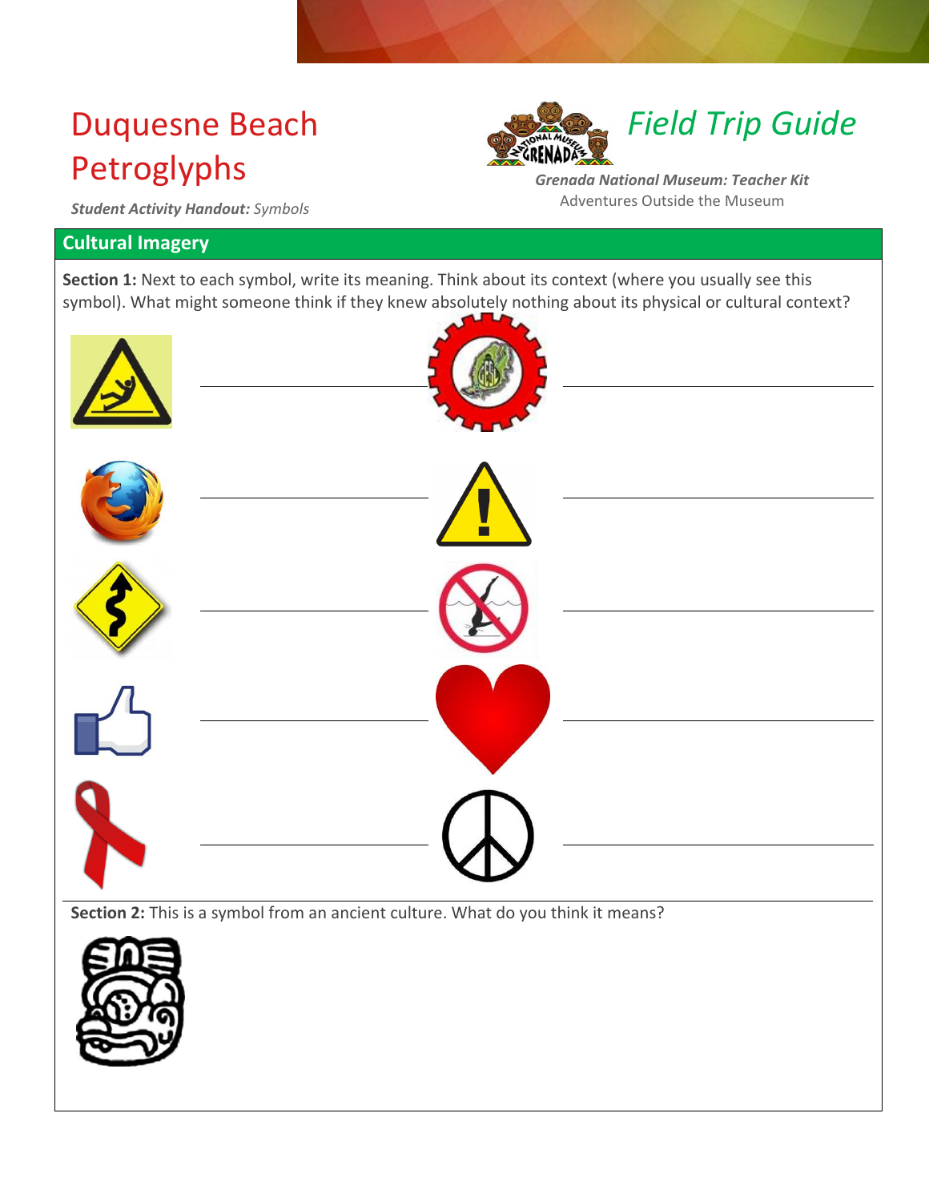# Duquesne Beach Petroglyphs

***Student Activity Handout:** Symbols*

## *Field Trip Guide*

***Grenada National Museum: Teacher Kit***

Adventures Outside the Museum

## Cultural Imagery

**Section 1:** Next to each symbol, write its meaning. Think about its context (where you usually see this symbol). What might someone think if they knew absolutely nothing about its physical or cultural context?

**Section 2:** This is a symbol from an ancient culture. What do you think it means?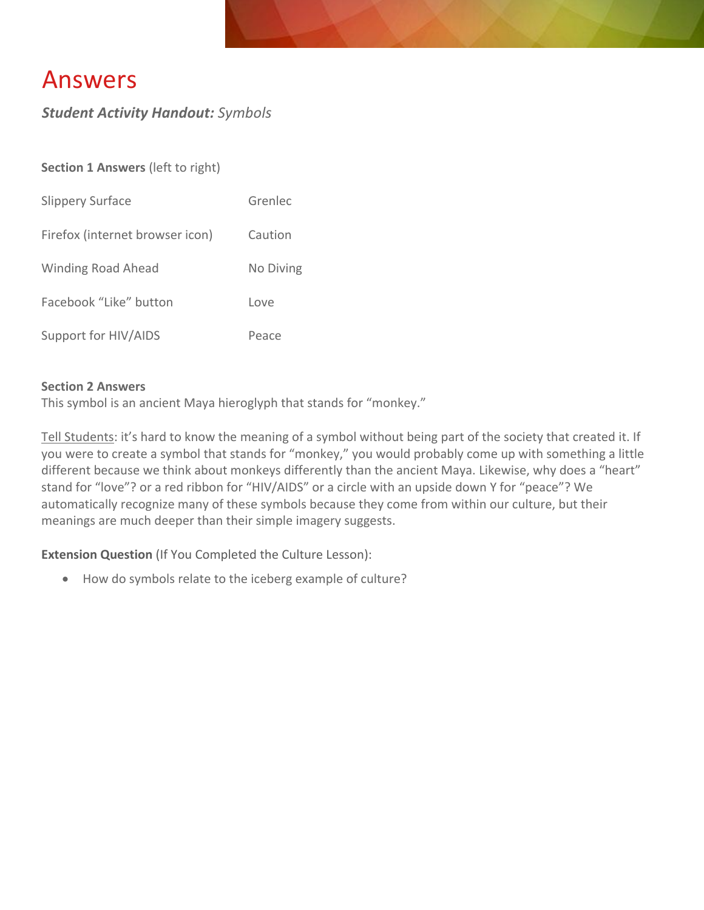# Answers

***Student Activity Handout:*** *Symbols*

**Section 1 Answers** (left to right)

| | |
|---|---|
| Slippery Surface | Grenlec |
| Firefox (internet browser icon) | Caution |
| Winding Road Ahead | No Diving |
| Facebook "Like" button | Love |
| Support for HIV/AIDS | Peace |

**Section 2 Answers**
This symbol is an ancient Maya hieroglyph that stands for "monkey."

Tell Students: it's hard to know the meaning of a symbol without being part of the society that created it. If you were to create a symbol that stands for "monkey," you would probably come up with something a little different because we think about monkeys differently than the ancient Maya. Likewise, why does a "heart" stand for "love"? or a red ribbon for "HIV/AIDS" or a circle with an upside down Y for "peace"? We automatically recognize many of these symbols because they come from within our culture, but their meanings are much deeper than their simple imagery suggests.

**Extension Question** (If You Completed the Culture Lesson):

- How do symbols relate to the iceberg example of culture?